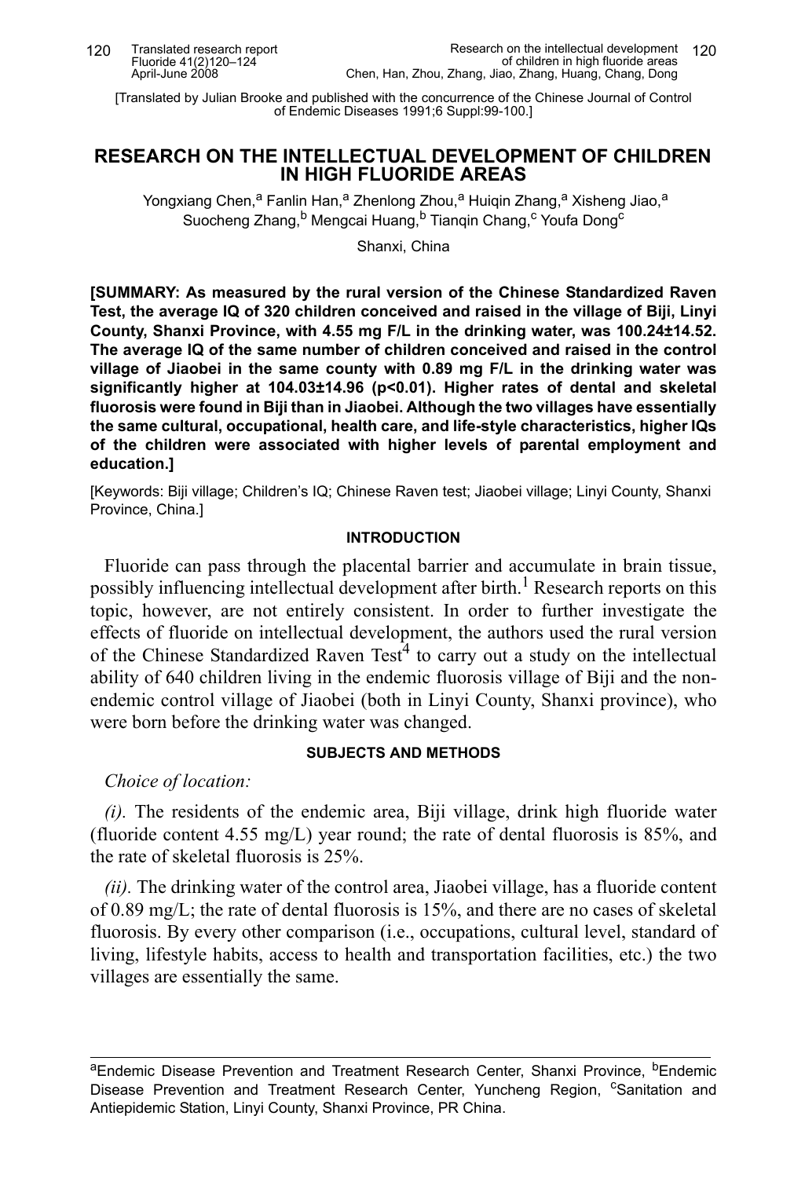[Translated by Julian Brooke and published with the concurrence of the Chinese Journal of Control of Endemic Diseases 1991;6 Suppl:99-100.]

# RESEARCH ON THE INTELLECTUAL DEVELOPMENT OF CHILDREN IN HIGH FLUORIDE AREAS

Yongxiang Chen,[a] Fanlin Han,[a] Zhenlong Zhou,[a] Huiqin Zhang,[a] Xisheng Jiao,[a] Suocheng Zhang,[b] Mengcai Huang,[b] Tianqin Chang,[c] Youfa Dong[c]

Shanxi, China

**[SUMMARY: As measured by the rural version of the Chinese Standardized Raven Test, the average IQ of 320 children conceived and raised in the village of Biji, Linyi County, Shanxi Province, with 4.55 mg F/L in the drinking water, was 100.24±14.52. The average IQ of the same number of children conceived and raised in the control village of Jiaobei in the same county with 0.89 mg F/L in the drinking water was significantly higher at 104.03±14.96 ($p<0.01$). Higher rates of dental and skeletal fluorosis were found in Biji than in Jiaobei. Although the two villages have essentially the same cultural, occupational, health care, and life-style characteristics, higher IQs of the children were associated with higher levels of parental employment and education.]**

[Keywords: Biji village; Children's IQ; Chinese Raven test; Jiaobei village; Linyi County, Shanxi Province, China.]

## INTRODUCTION

Fluoride can pass through the placental barrier and accumulate in brain tissue, possibly influencing intellectual development after birth.[1] Research reports on this topic, however, are not entirely consistent. In order to further investigate the effects of fluoride on intellectual development, the authors used the rural version of the Chinese Standardized Raven Test[4] to carry out a study on the intellectual ability of 640 children living in the endemic fluorosis village of Biji and the non-endemic control village of Jiaobei (both in Linyi County, Shanxi province), who were born before the drinking water was changed.

## SUBJECTS AND METHODS

*Choice of location:*

*(i).* The residents of the endemic area, Biji village, drink high fluoride water (fluoride content 4.55 mg/L) year round; the rate of dental fluorosis is 85%, and the rate of skeletal fluorosis is 25%.

*(ii).* The drinking water of the control area, Jiaobei village, has a fluoride content of 0.89 mg/L; the rate of dental fluorosis is 15%, and there are no cases of skeletal fluorosis. By every other comparison (i.e., occupations, cultural level, standard of living, lifestyle habits, access to health and transportation facilities, etc.) the two villages are essentially the same.

---

[a]Endemic Disease Prevention and Treatment Research Center, Shanxi Province, [b]Endemic Disease Prevention and Treatment Research Center, Yuncheng Region, [c]Sanitation and Antiepidemic Station, Linyi County, Shanxi Province, PR China.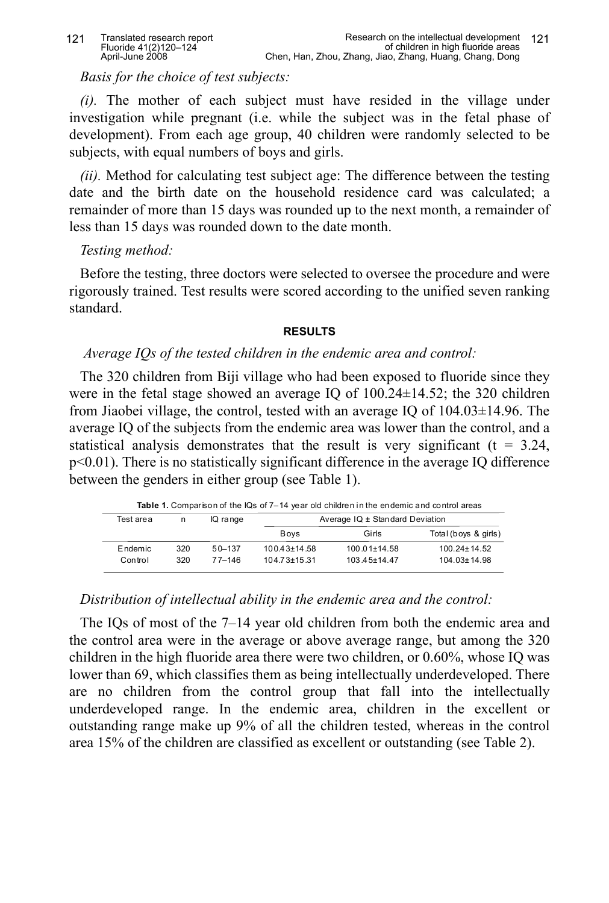*Basis for the choice of test subjects:*

*(i).* The mother of each subject must have resided in the village under investigation while pregnant (i.e. while the subject was in the fetal phase of development). From each age group, 40 children were randomly selected to be subjects, with equal numbers of boys and girls.

*(ii).* Method for calculating test subject age: The difference between the testing date and the birth date on the household residence card was calculated; a remainder of more than 15 days was rounded up to the next month, a remainder of less than 15 days was rounded down to the date month.

*Testing method:*

Before the testing, three doctors were selected to oversee the procedure and were rigorously trained. Test results were scored according to the unified seven ranking standard.

## RESULTS

*Average IQs of the tested children in the endemic area and control:*

The 320 children from Biji village who had been exposed to fluoride since they were in the fetal stage showed an average IQ of 100.24±14.52; the 320 children from Jiaobei village, the control, tested with an average IQ of 104.03±14.96. The average IQ of the subjects from the endemic area was lower than the control, and a statistical analysis demonstrates that the result is very significant ($t = 3.24$, $p<0.01$). There is no statistically significant difference in the average IQ difference between the genders in either group (see Table 1).

**Table 1.** Comparison of the IQs of 7–14 year old children in the endemic and control areas

| Test area | n | IQ range | Average IQ ± Standard Deviation | | |
|---|---|---|---|---|---|
| | | | Boys | Girls | Total (boys & girls) |
| Endemic | 320 | 50–137 | 100.43±14.58 | 100.01±14.58 | 100.24±14.52 |
| Control | 320 | 77–146 | 104.73±15.31 | 103.45±14.47 | 104.03±14.98 |

*Distribution of intellectual ability in the endemic area and the control:*

The IQs of most of the 7–14 year old children from both the endemic area and the control area were in the average or above average range, but among the 320 children in the high fluoride area there were two children, or 0.60%, whose IQ was lower than 69, which classifies them as being intellectually underdeveloped. There are no children from the control group that fall into the intellectually underdeveloped range. In the endemic area, children in the excellent or outstanding range make up 9% of all the children tested, whereas in the control area 15% of the children are classified as excellent or outstanding (see Table 2).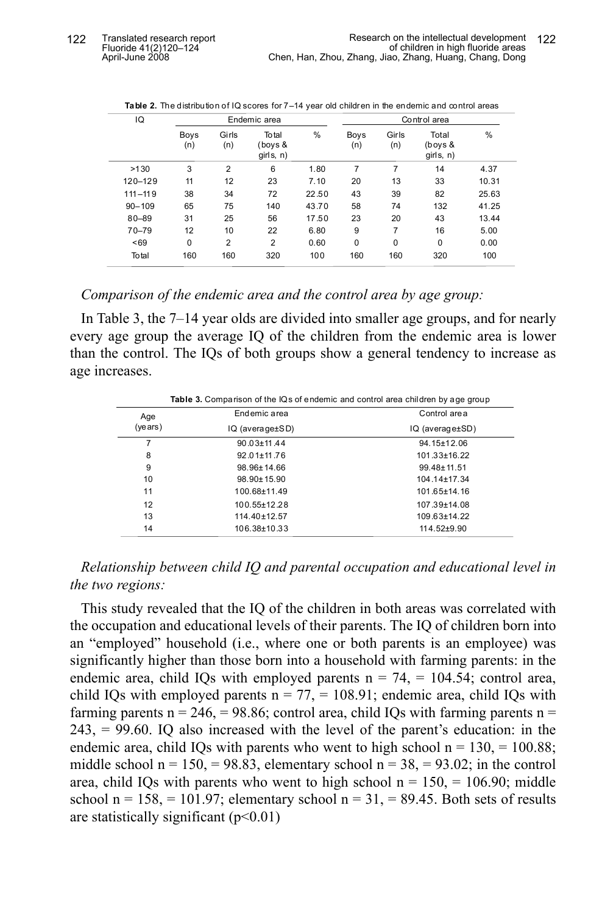**Table 2.** The distribution of IQ scores for 7–14 year old children in the endemic and control areas

| IQ | Endemic area | | | | Control area | | | |
|---|---|---|---|---|---|---|---|---|
| | Boys (n) | Girls (n) | Total (boys & girls, n) | % | Boys (n) | Girls (n) | Total (boys & girls, n) | % |
| >130 | 3 | 2 | 6 | 1.80 | 7 | 7 | 14 | 4.37 |
| 120–129 | 11 | 12 | 23 | 7.10 | 20 | 13 | 33 | 10.31 |
| 111–119 | 38 | 34 | 72 | 22.50 | 43 | 39 | 82 | 25.63 |
| 90–109 | 65 | 75 | 140 | 43.70 | 58 | 74 | 132 | 41.25 |
| 80–89 | 31 | 25 | 56 | 17.50 | 23 | 20 | 43 | 13.44 |
| 70–79 | 12 | 10 | 22 | 6.80 | 9 | 7 | 16 | 5.00 |
| <69 | 0 | 2 | 2 | 0.60 | 0 | 0 | 0 | 0.00 |
| Total | 160 | 160 | 320 | 100 | 160 | 160 | 320 | 100 |

*Comparison of the endemic area and the control area by age group:*

In Table 3, the 7–14 year olds are divided into smaller age groups, and for nearly every age group the average IQ of the children from the endemic area is lower than the control. The IQs of both groups show a general tendency to increase as age increases.

**Table 3.** Comparison of the IQs of endemic and control area children by age group

| Age (years) | Endemic area IQ (average±SD) | Control area IQ (average±SD) |
|---|---|---|
| 7 | 90.03±11.44 | 94.15±12.06 |
| 8 | 92.01±11.76 | 101.33±16.22 |
| 9 | 98.96±14.66 | 99.48±11.51 |
| 10 | 98.90±15.90 | 104.14±17.34 |
| 11 | 100.68±11.49 | 101.65±14.16 |
| 12 | 100.55±12.28 | 107.39±14.08 |
| 13 | 114.40±12.57 | 109.63±14.22 |
| 14 | 106.38±10.33 | 114.52±9.90 |

*Relationship between child IQ and parental occupation and educational level in the two regions:*

This study revealed that the IQ of the children in both areas was correlated with the occupation and educational levels of their parents. The IQ of children born into an "employed" household (i.e., where one or both parents is an employee) was significantly higher than those born into a household with farming parents: in the endemic area, child IQs with employed parents n = 74, = 104.54; control area, child IQs with employed parents n = 77, = 108.91; endemic area, child IQs with farming parents n = 246, = 98.86; control area, child IQs with farming parents n = 243, = 99.60. IQ also increased with the level of the parent's education: in the endemic area, child IQs with parents who went to high school n = 130, = 100.88; middle school n = 150, = 98.83, elementary school n = 38, = 93.02; in the control area, child IQs with parents who went to high school n = 150, = 106.90; middle school n = 158, = 101.97; elementary school n = 31, = 89.45. Both sets of results are statistically significant ($p<0.01$)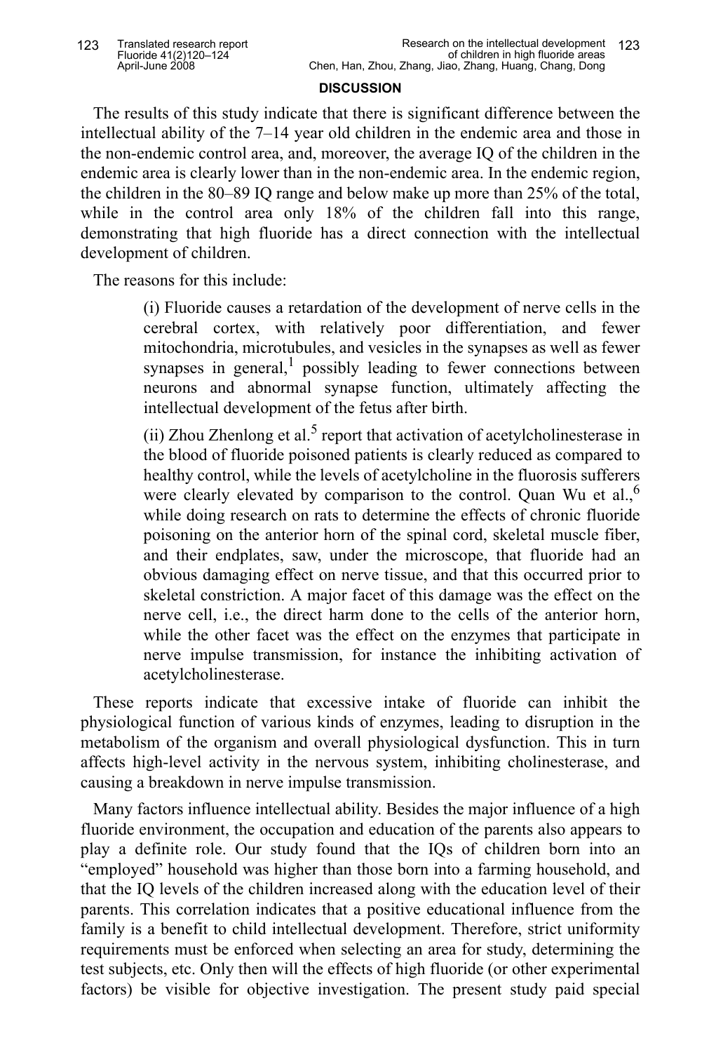## DISCUSSION

The results of this study indicate that there is significant difference between the intellectual ability of the 7–14 year old children in the endemic area and those in the non-endemic control area, and, moreover, the average IQ of the children in the endemic area is clearly lower than in the non-endemic area. In the endemic region, the children in the 80–89 IQ range and below make up more than 25% of the total, while in the control area only 18% of the children fall into this range, demonstrating that high fluoride has a direct connection with the intellectual development of children.

The reasons for this include:

> (i) Fluoride causes a retardation of the development of nerve cells in the cerebral cortex, with relatively poor differentiation, and fewer mitochondria, microtubules, and vesicles in the synapses as well as fewer synapses in general,[1] possibly leading to fewer connections between neurons and abnormal synapse function, ultimately affecting the intellectual development of the fetus after birth.
>
> (ii) Zhou Zhenlong et al.[5] report that activation of acetylcholinesterase in the blood of fluoride poisoned patients is clearly reduced as compared to healthy control, while the levels of acetylcholine in the fluorosis sufferers were clearly elevated by comparison to the control. Quan Wu et al.,[6] while doing research on rats to determine the effects of chronic fluoride poisoning on the anterior horn of the spinal cord, skeletal muscle fiber, and their endplates, saw, under the microscope, that fluoride had an obvious damaging effect on nerve tissue, and that this occurred prior to skeletal constriction. A major facet of this damage was the effect on the nerve cell, i.e., the direct harm done to the cells of the anterior horn, while the other facet was the effect on the enzymes that participate in nerve impulse transmission, for instance the inhibiting activation of acetylcholinesterase.

These reports indicate that excessive intake of fluoride can inhibit the physiological function of various kinds of enzymes, leading to disruption in the metabolism of the organism and overall physiological dysfunction. This in turn affects high-level activity in the nervous system, inhibiting cholinesterase, and causing a breakdown in nerve impulse transmission.

Many factors influence intellectual ability. Besides the major influence of a high fluoride environment, the occupation and education of the parents also appears to play a definite role. Our study found that the IQs of children born into an "employed" household was higher than those born into a farming household, and that the IQ levels of the children increased along with the education level of their parents. This correlation indicates that a positive educational influence from the family is a benefit to child intellectual development. Therefore, strict uniformity requirements must be enforced when selecting an area for study, determining the test subjects, etc. Only then will the effects of high fluoride (or other experimental factors) be visible for objective investigation. The present study paid special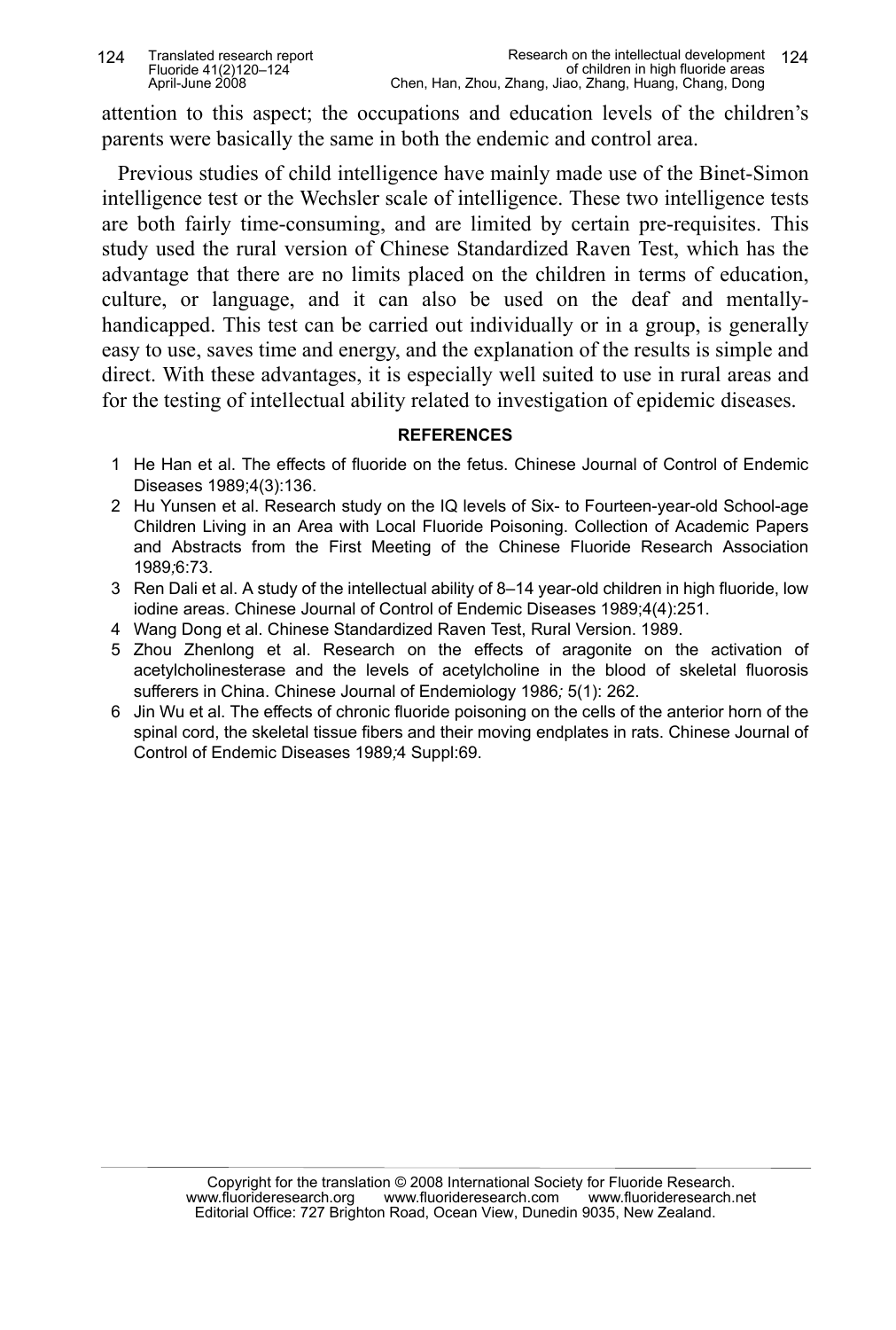attention to this aspect; the occupations and education levels of the children's parents were basically the same in both the endemic and control area.

Previous studies of child intelligence have mainly made use of the Binet-Simon intelligence test or the Wechsler scale of intelligence. These two intelligence tests are both fairly time-consuming, and are limited by certain pre-requisites. This study used the rural version of Chinese Standardized Raven Test, which has the advantage that there are no limits placed on the children in terms of education, culture, or language, and it can also be used on the deaf and mentally-handicapped. This test can be carried out individually or in a group, is generally easy to use, saves time and energy, and the explanation of the results is simple and direct. With these advantages, it is especially well suited to use in rural areas and for the testing of intellectual ability related to investigation of epidemic diseases.

## REFERENCES

1. He Han et al. The effects of fluoride on the fetus. Chinese Journal of Control of Endemic Diseases 1989;4(3):136.
2. Hu Yunsen et al. Research study on the IQ levels of Six- to Fourteen-year-old School-age Children Living in an Area with Local Fluoride Poisoning. Collection of Academic Papers and Abstracts from the First Meeting of the Chinese Fluoride Research Association 1989;6:73.
3. Ren Dali et al. A study of the intellectual ability of 8–14 year-old children in high fluoride, low iodine areas. Chinese Journal of Control of Endemic Diseases 1989;4(4):251.
4. Wang Dong et al. Chinese Standardized Raven Test, Rural Version. 1989.
5. Zhou Zhenlong et al. Research on the effects of aragonite on the activation of acetylcholinesterase and the levels of acetylcholine in the blood of skeletal fluorosis sufferers in China. Chinese Journal of Endemiology 1986; 5(1): 262.
6. Jin Wu et al. The effects of chronic fluoride poisoning on the cells of the anterior horn of the spinal cord, the skeletal tissue fibers and their moving endplates in rats. Chinese Journal of Control of Endemic Diseases 1989;4 Suppl:69.

Copyright for the translation © 2008 International Society for Fluoride Research.
www.fluorideresearch.org www.fluorideresearch.com www.fluorideresearch.net
Editorial Office: 727 Brighton Road, Ocean View, Dunedin 9035, New Zealand.